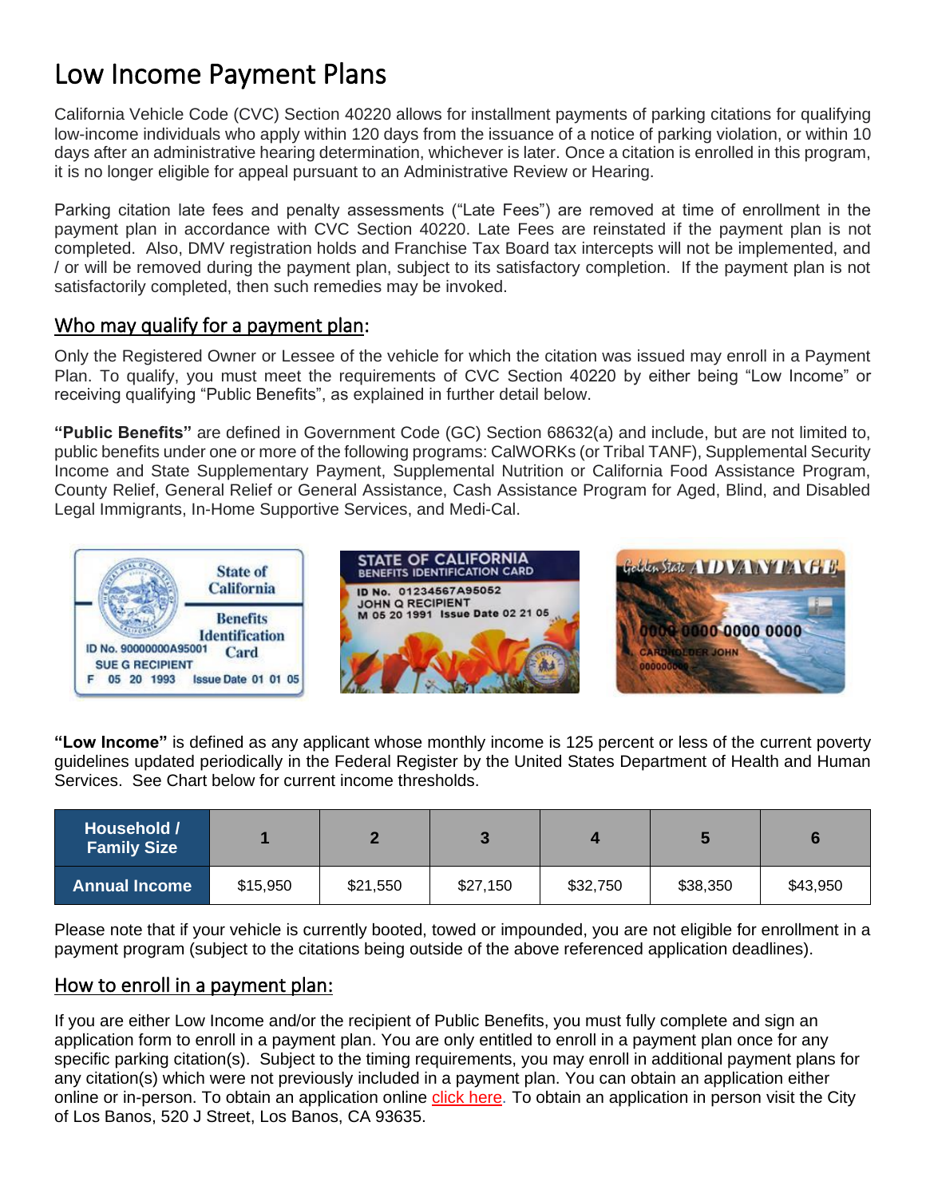# Low Income Payment Plans

California Vehicle Code (CVC) Section 40220 allows for installment payments of parking citations for qualifying low-income individuals who apply within 120 days from the issuance of a notice of parking violation, or within 10 days after an administrative hearing determination, whichever is later. Once a citation is enrolled in this program, it is no longer eligible for appeal pursuant to an Administrative Review or Hearing.

Parking citation late fees and penalty assessments ("Late Fees") are removed at time of enrollment in the payment plan in accordance with CVC Section 40220. Late Fees are reinstated if the payment plan is not completed. Also, DMV registration holds and Franchise Tax Board tax intercepts will not be implemented, and / or will be removed during the payment plan, subject to its satisfactory completion. If the payment plan is not satisfactorily completed, then such remedies may be invoked.

## Who may qualify for a payment plan:

Only the Registered Owner or Lessee of the vehicle for which the citation was issued may enroll in a Payment Plan. To qualify, you must meet the requirements of CVC Section 40220 by either being "Low Income" or receiving qualifying "Public Benefits", as explained in further detail below.

**"Public Benefits"** are defined in Government Code (GC) Section 68632(a) and include, but are not limited to, public benefits under one or more of the following programs: CalWORKs (or Tribal TANF), Supplemental Security Income and State Supplementary Payment, Supplemental Nutrition or California Food Assistance Program, County Relief, General Relief or General Assistance, Cash Assistance Program for Aged, Blind, and Disabled Legal Immigrants, In-Home Supportive Services, and Medi-Cal.

**"Low Income"** is defined as any applicant whose monthly income is 125 percent or less of the current poverty guidelines updated periodically in the Federal Register by the United States Department of Health and Human Services. See Chart below for current income thresholds.

| Household / Family Size | 1 | 2 | 3 | 4 | 5 | 6 |
|---|---|---|---|---|---|---|
| Annual Income | $15,950 | $21,550 | $27,150 | $32,750 | $38,350 | $43,950 |

Please note that if your vehicle is currently booted, towed or impounded, you are not eligible for enrollment in a payment program (subject to the citations being outside of the above referenced application deadlines).

## How to enroll in a payment plan:

If you are either Low Income and/or the recipient of Public Benefits, you must fully complete and sign an application form to enroll in a payment plan. You are only entitled to enroll in a payment plan once for any specific parking citation(s). Subject to the timing requirements, you may enroll in additional payment plans for any citation(s) which were not previously included in a payment plan. You can obtain an application either online or in-person. To obtain an application online click here. To obtain an application in person visit the City of Los Banos, 520 J Street, Los Banos, CA 93635.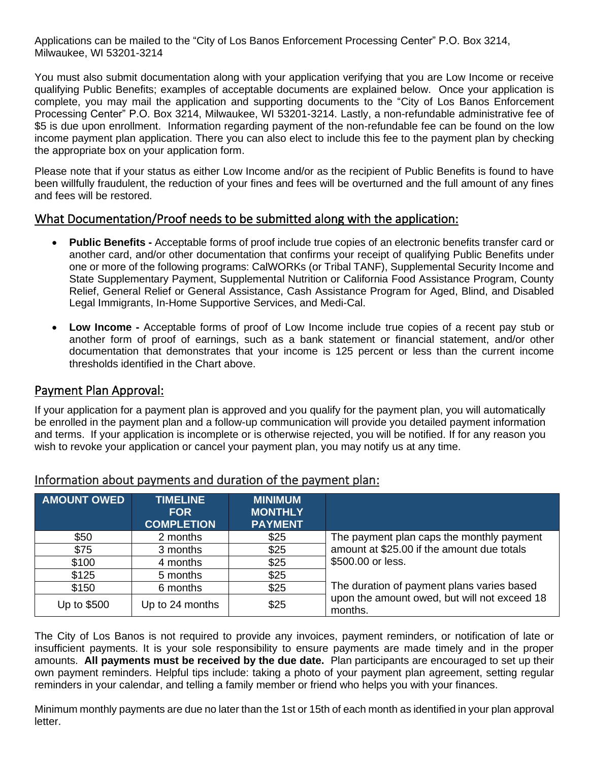Applications can be mailed to the "City of Los Banos Enforcement Processing Center" P.O. Box 3214, Milwaukee, WI 53201-3214

You must also submit documentation along with your application verifying that you are Low Income or receive qualifying Public Benefits; examples of acceptable documents are explained below. Once your application is complete, you may mail the application and supporting documents to the "City of Los Banos Enforcement Processing Center" P.O. Box 3214, Milwaukee, WI 53201-3214. Lastly, a non-refundable administrative fee of $5 is due upon enrollment. Information regarding payment of the non-refundable fee can be found on the low income payment plan application. There you can also elect to include this fee to the payment plan by checking the appropriate box on your application form.

Please note that if your status as either Low Income and/or as the recipient of Public Benefits is found to have been willfully fraudulent, the reduction of your fines and fees will be overturned and the full amount of any fines and fees will be restored.

## What Documentation/Proof needs to be submitted along with the application:

- **Public Benefits -** Acceptable forms of proof include true copies of an electronic benefits transfer card or another card, and/or other documentation that confirms your receipt of qualifying Public Benefits under one or more of the following programs: CalWORKs (or Tribal TANF), Supplemental Security Income and State Supplementary Payment, Supplemental Nutrition or California Food Assistance Program, County Relief, General Relief or General Assistance, Cash Assistance Program for Aged, Blind, and Disabled Legal Immigrants, In-Home Supportive Services, and Medi-Cal.
- **Low Income -** Acceptable forms of proof of Low Income include true copies of a recent pay stub or another form of proof of earnings, such as a bank statement or financial statement, and/or other documentation that demonstrates that your income is 125 percent or less than the current income thresholds identified in the Chart above.

## Payment Plan Approval:

If your application for a payment plan is approved and you qualify for the payment plan, you will automatically be enrolled in the payment plan and a follow-up communication will provide you detailed payment information and terms. If your application is incomplete or is otherwise rejected, you will be notified. If for any reason you wish to revoke your application or cancel your payment plan, you may notify us at any time.

## Information about payments and duration of the payment plan:

| AMOUNT OWED | TIMELINE FOR COMPLETION | MINIMUM MONTHLY PAYMENT | |
|---|---|---|---|
| $50 | 2 months | $25 | The payment plan caps the monthly payment amount at $25.00 if the amount due totals $500.00 or less. |
| $75 | 3 months | $25 | |
| $100 | 4 months | $25 | |
| $125 | 5 months | $25 | The duration of payment plans varies based upon the amount owed, but will not exceed 18 months. |
| $150 | 6 months | $25 | |
| Up to $500 | Up to 24 months | $25 | |

The City of Los Banos is not required to provide any invoices, payment reminders, or notification of late or insufficient payments. It is your sole responsibility to ensure payments are made timely and in the proper amounts. **All payments must be received by the due date.** Plan participants are encouraged to set up their own payment reminders. Helpful tips include: taking a photo of your payment plan agreement, setting regular reminders in your calendar, and telling a family member or friend who helps you with your finances.

Minimum monthly payments are due no later than the 1st or 15th of each month as identified in your plan approval letter.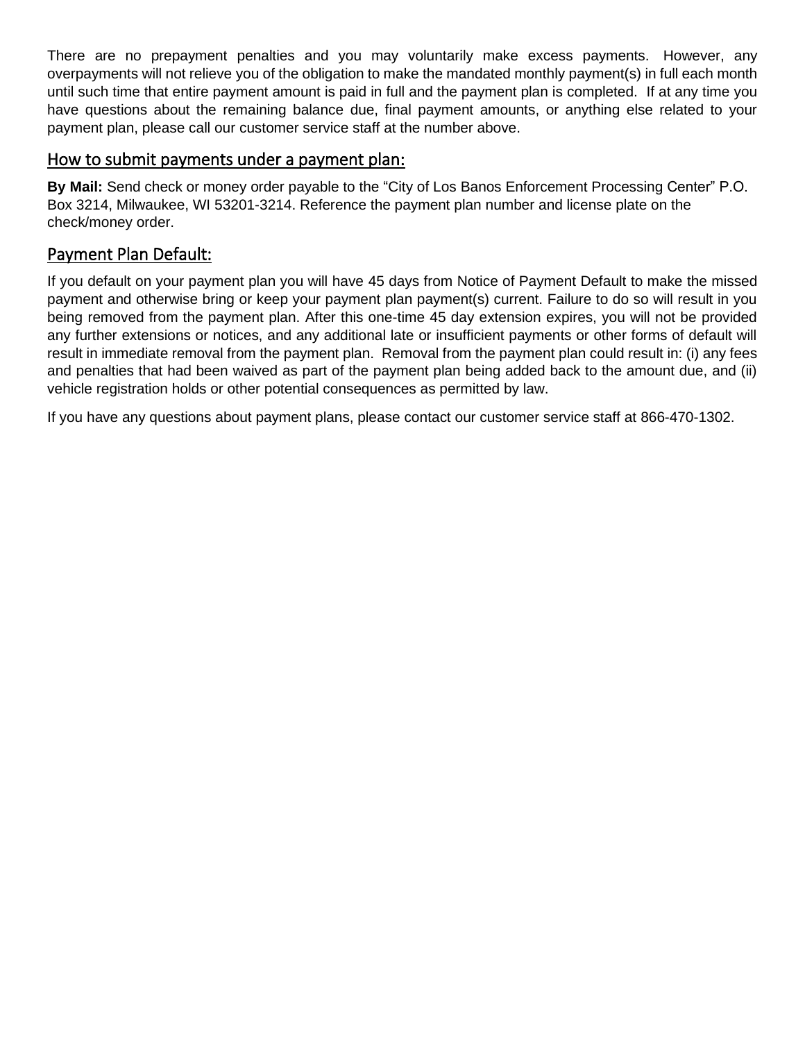There are no prepayment penalties and you may voluntarily make excess payments. However, any overpayments will not relieve you of the obligation to make the mandated monthly payment(s) in full each month until such time that entire payment amount is paid in full and the payment plan is completed. If at any time you have questions about the remaining balance due, final payment amounts, or anything else related to your payment plan, please call our customer service staff at the number above.

## How to submit payments under a payment plan:

**By Mail:** Send check or money order payable to the "City of Los Banos Enforcement Processing Center" P.O. Box 3214, Milwaukee, WI 53201-3214. Reference the payment plan number and license plate on the check/money order.

## Payment Plan Default:

If you default on your payment plan you will have 45 days from Notice of Payment Default to make the missed payment and otherwise bring or keep your payment plan payment(s) current. Failure to do so will result in you being removed from the payment plan. After this one-time 45 day extension expires, you will not be provided any further extensions or notices, and any additional late or insufficient payments or other forms of default will result in immediate removal from the payment plan. Removal from the payment plan could result in: (i) any fees and penalties that had been waived as part of the payment plan being added back to the amount due, and (ii) vehicle registration holds or other potential consequences as permitted by law.

If you have any questions about payment plans, please contact our customer service staff at 866-470-1302.